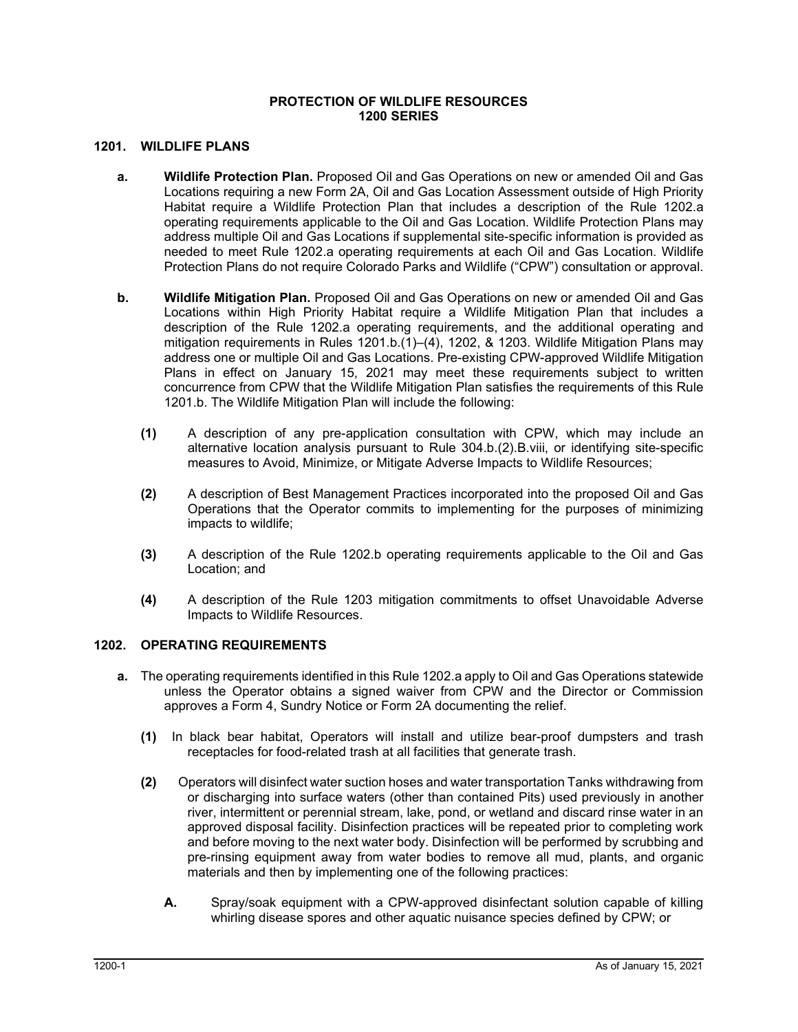# PROTECTION OF WILDLIFE RESOURCES
# 1200 SERIES

## 1201. WILDLIFE PLANS

**a. Wildlife Protection Plan.** Proposed Oil and Gas Operations on new or amended Oil and Gas Locations requiring a new Form 2A, Oil and Gas Location Assessment outside of High Priority Habitat require a Wildlife Protection Plan that includes a description of the Rule 1202.a operating requirements applicable to the Oil and Gas Location. Wildlife Protection Plans may address multiple Oil and Gas Locations if supplemental site-specific information is provided as needed to meet Rule 1202.a operating requirements at each Oil and Gas Location. Wildlife Protection Plans do not require Colorado Parks and Wildlife ("CPW") consultation or approval.

**b. Wildlife Mitigation Plan.** Proposed Oil and Gas Operations on new or amended Oil and Gas Locations within High Priority Habitat require a Wildlife Mitigation Plan that includes a description of the Rule 1202.a operating requirements, and the additional operating and mitigation requirements in Rules 1201.b.(1)–(4), 1202, & 1203. Wildlife Mitigation Plans may address one or multiple Oil and Gas Locations. Pre-existing CPW-approved Wildlife Mitigation Plans in effect on January 15, 2021 may meet these requirements subject to written concurrence from CPW that the Wildlife Mitigation Plan satisfies the requirements of this Rule 1201.b. The Wildlife Mitigation Plan will include the following:

**(1)** A description of any pre-application consultation with CPW, which may include an alternative location analysis pursuant to Rule 304.b.(2).B.viii, or identifying site-specific measures to Avoid, Minimize, or Mitigate Adverse Impacts to Wildlife Resources;

**(2)** A description of Best Management Practices incorporated into the proposed Oil and Gas Operations that the Operator commits to implementing for the purposes of minimizing impacts to wildlife;

**(3)** A description of the Rule 1202.b operating requirements applicable to the Oil and Gas Location; and

**(4)** A description of the Rule 1203 mitigation commitments to offset Unavoidable Adverse Impacts to Wildlife Resources.

## 1202. OPERATING REQUIREMENTS

**a.** The operating requirements identified in this Rule 1202.a apply to Oil and Gas Operations statewide unless the Operator obtains a signed waiver from CPW and the Director or Commission approves a Form 4, Sundry Notice or Form 2A documenting the relief.

**(1)** In black bear habitat, Operators will install and utilize bear-proof dumpsters and trash receptacles for food-related trash at all facilities that generate trash.

**(2)** Operators will disinfect water suction hoses and water transportation Tanks withdrawing from or discharging into surface waters (other than contained Pits) used previously in another river, intermittent or perennial stream, lake, pond, or wetland and discard rinse water in an approved disposal facility. Disinfection practices will be repeated prior to completing work and before moving to the next water body. Disinfection will be performed by scrubbing and pre-rinsing equipment away from water bodies to remove all mud, plants, and organic materials and then by implementing one of the following practices:

**A.** Spray/soak equipment with a CPW-approved disinfectant solution capable of killing whirling disease spores and other aquatic nuisance species defined by CPW; or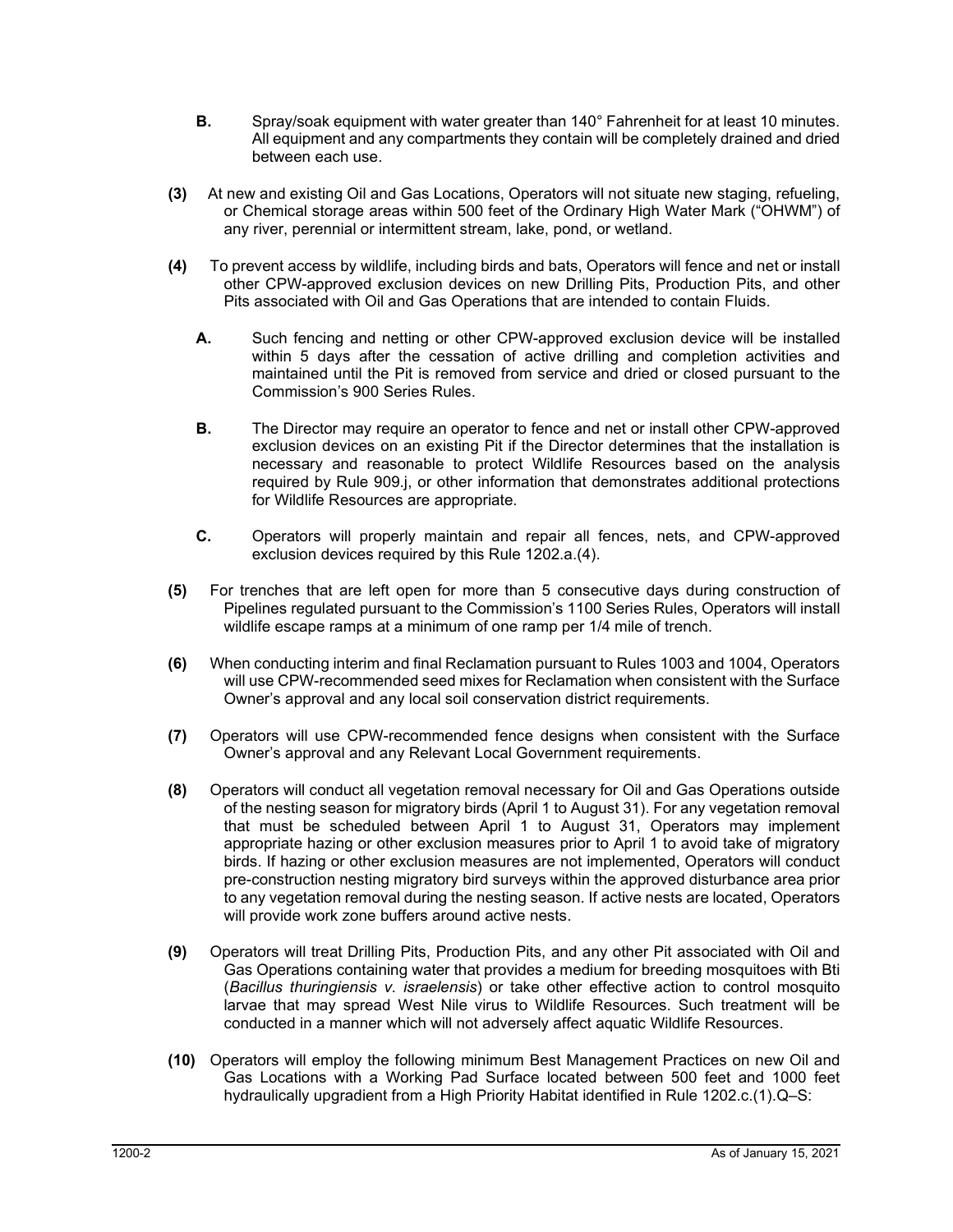**B.** Spray/soak equipment with water greater than 140° Fahrenheit for at least 10 minutes. All equipment and any compartments they contain will be completely drained and dried between each use.

**(3)** At new and existing Oil and Gas Locations, Operators will not situate new staging, refueling, or Chemical storage areas within 500 feet of the Ordinary High Water Mark ("OHWM") of any river, perennial or intermittent stream, lake, pond, or wetland.

**(4)** To prevent access by wildlife, including birds and bats, Operators will fence and net or install other CPW-approved exclusion devices on new Drilling Pits, Production Pits, and other Pits associated with Oil and Gas Operations that are intended to contain Fluids.

**A.** Such fencing and netting or other CPW-approved exclusion device will be installed within 5 days after the cessation of active drilling and completion activities and maintained until the Pit is removed from service and dried or closed pursuant to the Commission's 900 Series Rules.

**B.** The Director may require an operator to fence and net or install other CPW-approved exclusion devices on an existing Pit if the Director determines that the installation is necessary and reasonable to protect Wildlife Resources based on the analysis required by Rule 909.j, or other information that demonstrates additional protections for Wildlife Resources are appropriate.

**C.** Operators will properly maintain and repair all fences, nets, and CPW-approved exclusion devices required by this Rule 1202.a.(4).

**(5)** For trenches that are left open for more than 5 consecutive days during construction of Pipelines regulated pursuant to the Commission's 1100 Series Rules, Operators will install wildlife escape ramps at a minimum of one ramp per 1/4 mile of trench.

**(6)** When conducting interim and final Reclamation pursuant to Rules 1003 and 1004, Operators will use CPW-recommended seed mixes for Reclamation when consistent with the Surface Owner's approval and any local soil conservation district requirements.

**(7)** Operators will use CPW-recommended fence designs when consistent with the Surface Owner's approval and any Relevant Local Government requirements.

**(8)** Operators will conduct all vegetation removal necessary for Oil and Gas Operations outside of the nesting season for migratory birds (April 1 to August 31). For any vegetation removal that must be scheduled between April 1 to August 31, Operators may implement appropriate hazing or other exclusion measures prior to April 1 to avoid take of migratory birds. If hazing or other exclusion measures are not implemented, Operators will conduct pre-construction nesting migratory bird surveys within the approved disturbance area prior to any vegetation removal during the nesting season. If active nests are located, Operators will provide work zone buffers around active nests.

**(9)** Operators will treat Drilling Pits, Production Pits, and any other Pit associated with Oil and Gas Operations containing water that provides a medium for breeding mosquitoes with Bti (*Bacillus thuringiensis v. israelensis*) or take other effective action to control mosquito larvae that may spread West Nile virus to Wildlife Resources. Such treatment will be conducted in a manner which will not adversely affect aquatic Wildlife Resources.

**(10)** Operators will employ the following minimum Best Management Practices on new Oil and Gas Locations with a Working Pad Surface located between 500 feet and 1000 feet hydraulically upgradient from a High Priority Habitat identified in Rule 1202.c.(1).Q–S: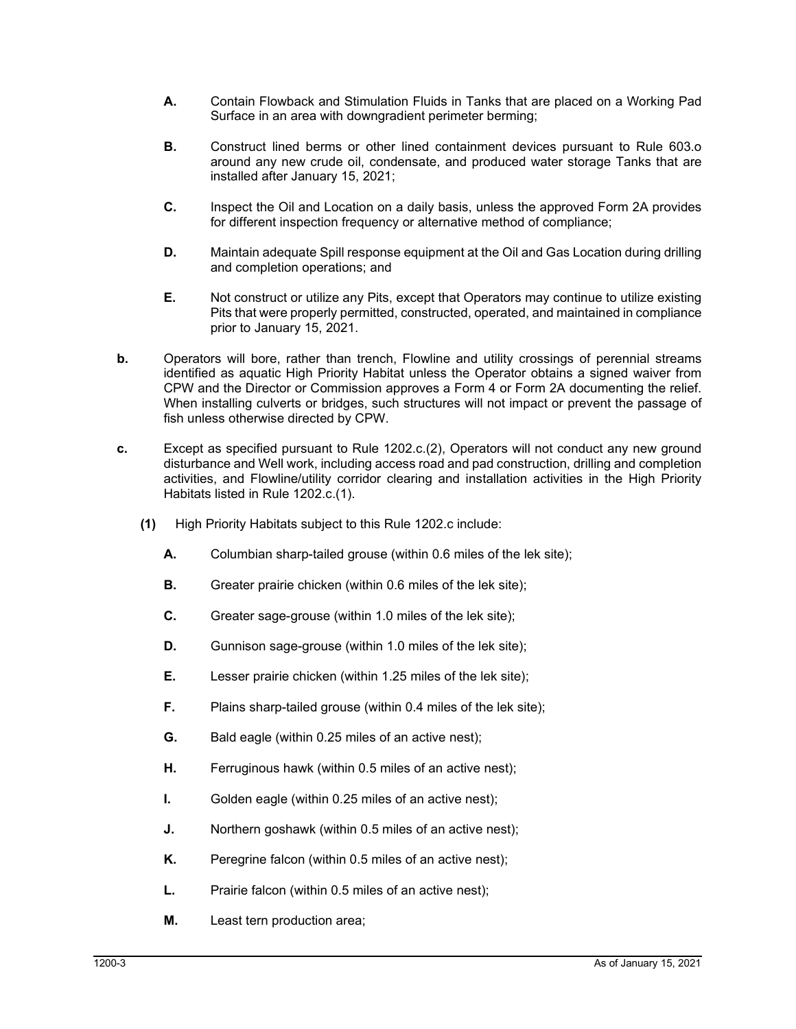**A.** Contain Flowback and Stimulation Fluids in Tanks that are placed on a Working Pad Surface in an area with downgradient perimeter berming;

**B.** Construct lined berms or other lined containment devices pursuant to Rule 603.o around any new crude oil, condensate, and produced water storage Tanks that are installed after January 15, 2021;

**C.** Inspect the Oil and Location on a daily basis, unless the approved Form 2A provides for different inspection frequency or alternative method of compliance;

**D.** Maintain adequate Spill response equipment at the Oil and Gas Location during drilling and completion operations; and

**E.** Not construct or utilize any Pits, except that Operators may continue to utilize existing Pits that were properly permitted, constructed, operated, and maintained in compliance prior to January 15, 2021.

**b.** Operators will bore, rather than trench, Flowline and utility crossings of perennial streams identified as aquatic High Priority Habitat unless the Operator obtains a signed waiver from CPW and the Director or Commission approves a Form 4 or Form 2A documenting the relief. When installing culverts or bridges, such structures will not impact or prevent the passage of fish unless otherwise directed by CPW.

**c.** Except as specified pursuant to Rule 1202.c.(2), Operators will not conduct any new ground disturbance and Well work, including access road and pad construction, drilling and completion activities, and Flowline/utility corridor clearing and installation activities in the High Priority Habitats listed in Rule 1202.c.(1).

**(1)** High Priority Habitats subject to this Rule 1202.c include:

**A.** Columbian sharp-tailed grouse (within 0.6 miles of the lek site);

**B.** Greater prairie chicken (within 0.6 miles of the lek site);

**C.** Greater sage-grouse (within 1.0 miles of the lek site);

**D.** Gunnison sage-grouse (within 1.0 miles of the lek site);

**E.** Lesser prairie chicken (within 1.25 miles of the lek site);

**F.** Plains sharp-tailed grouse (within 0.4 miles of the lek site);

**G.** Bald eagle (within 0.25 miles of an active nest);

**H.** Ferruginous hawk (within 0.5 miles of an active nest);

**I.** Golden eagle (within 0.25 miles of an active nest);

**J.** Northern goshawk (within 0.5 miles of an active nest);

**K.** Peregrine falcon (within 0.5 miles of an active nest);

**L.** Prairie falcon (within 0.5 miles of an active nest);

**M.** Least tern production area;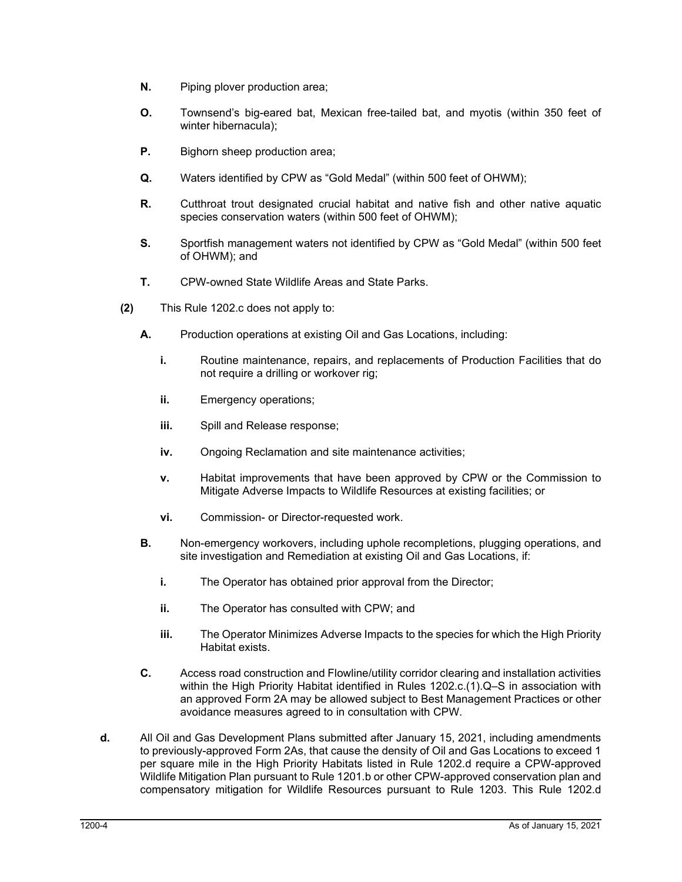**N.** Piping plover production area;

**O.** Townsend's big-eared bat, Mexican free-tailed bat, and myotis (within 350 feet of winter hibernacula);

**P.** Bighorn sheep production area;

**Q.** Waters identified by CPW as "Gold Medal" (within 500 feet of OHWM);

**R.** Cutthroat trout designated crucial habitat and native fish and other native aquatic species conservation waters (within 500 feet of OHWM);

**S.** Sportfish management waters not identified by CPW as "Gold Medal" (within 500 feet of OHWM); and

**T.** CPW-owned State Wildlife Areas and State Parks.

**(2)** This Rule 1202.c does not apply to:

**A.** Production operations at existing Oil and Gas Locations, including:

**i.** Routine maintenance, repairs, and replacements of Production Facilities that do not require a drilling or workover rig;

**ii.** Emergency operations;

**iii.** Spill and Release response;

**iv.** Ongoing Reclamation and site maintenance activities;

**v.** Habitat improvements that have been approved by CPW or the Commission to Mitigate Adverse Impacts to Wildlife Resources at existing facilities; or

**vi.** Commission- or Director-requested work.

**B.** Non-emergency workovers, including uphole recompletions, plugging operations, and site investigation and Remediation at existing Oil and Gas Locations, if:

**i.** The Operator has obtained prior approval from the Director;

**ii.** The Operator has consulted with CPW; and

**iii.** The Operator Minimizes Adverse Impacts to the species for which the High Priority Habitat exists.

**C.** Access road construction and Flowline/utility corridor clearing and installation activities within the High Priority Habitat identified in Rules 1202.c.(1).Q–S in association with an approved Form 2A may be allowed subject to Best Management Practices or other avoidance measures agreed to in consultation with CPW.

**d.** All Oil and Gas Development Plans submitted after January 15, 2021, including amendments to previously-approved Form 2As, that cause the density of Oil and Gas Locations to exceed 1 per square mile in the High Priority Habitats listed in Rule 1202.d require a CPW-approved Wildlife Mitigation Plan pursuant to Rule 1201.b or other CPW-approved conservation plan and compensatory mitigation for Wildlife Resources pursuant to Rule 1203. This Rule 1202.d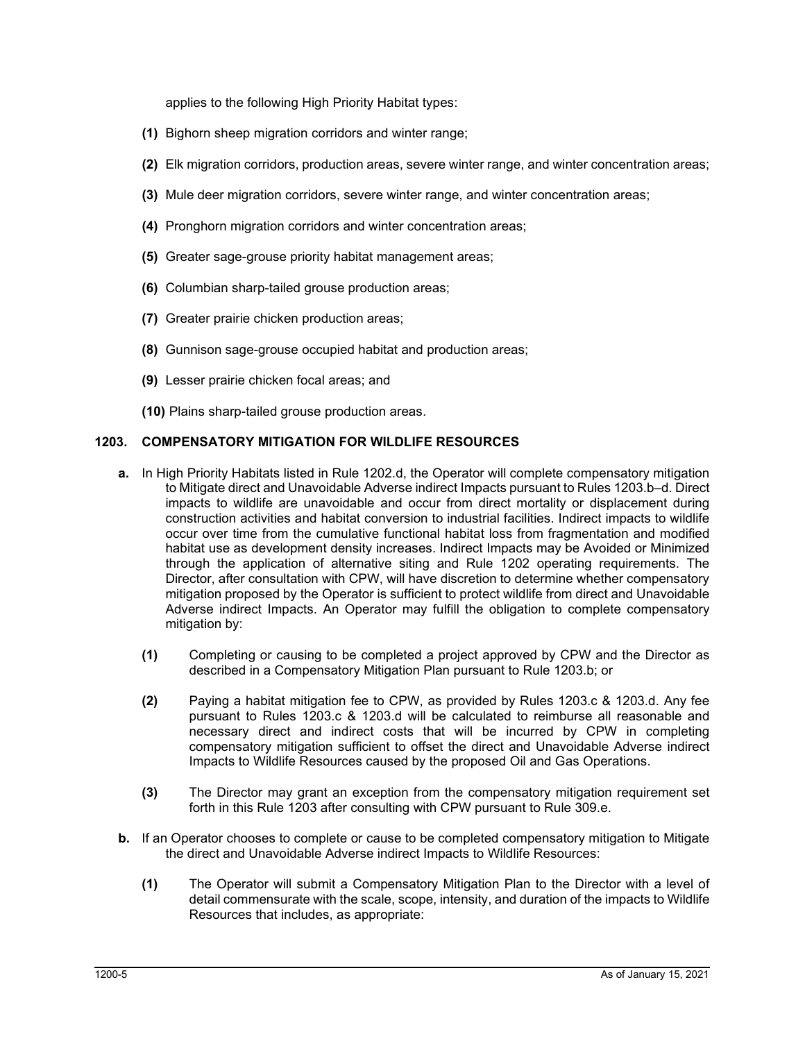applies to the following High Priority Habitat types:

**(1)** Bighorn sheep migration corridors and winter range;

**(2)** Elk migration corridors, production areas, severe winter range, and winter concentration areas;

**(3)** Mule deer migration corridors, severe winter range, and winter concentration areas;

**(4)** Pronghorn migration corridors and winter concentration areas;

**(5)** Greater sage-grouse priority habitat management areas;

**(6)** Columbian sharp-tailed grouse production areas;

**(7)** Greater prairie chicken production areas;

**(8)** Gunnison sage-grouse occupied habitat and production areas;

**(9)** Lesser prairie chicken focal areas; and

**(10)** Plains sharp-tailed grouse production areas.

## 1203. COMPENSATORY MITIGATION FOR WILDLIFE RESOURCES

**a.** In High Priority Habitats listed in Rule 1202.d, the Operator will complete compensatory mitigation to Mitigate direct and Unavoidable Adverse indirect Impacts pursuant to Rules 1203.b–d. Direct impacts to wildlife are unavoidable and occur from direct mortality or displacement during construction activities and habitat conversion to industrial facilities. Indirect impacts to wildlife occur over time from the cumulative functional habitat loss from fragmentation and modified habitat use as development density increases. Indirect Impacts may be Avoided or Minimized through the application of alternative siting and Rule 1202 operating requirements. The Director, after consultation with CPW, will have discretion to determine whether compensatory mitigation proposed by the Operator is sufficient to protect wildlife from direct and Unavoidable Adverse indirect Impacts. An Operator may fulfill the obligation to complete compensatory mitigation by:

**(1)** Completing or causing to be completed a project approved by CPW and the Director as described in a Compensatory Mitigation Plan pursuant to Rule 1203.b; or

**(2)** Paying a habitat mitigation fee to CPW, as provided by Rules 1203.c & 1203.d. Any fee pursuant to Rules 1203.c & 1203.d will be calculated to reimburse all reasonable and necessary direct and indirect costs that will be incurred by CPW in completing compensatory mitigation sufficient to offset the direct and Unavoidable Adverse indirect Impacts to Wildlife Resources caused by the proposed Oil and Gas Operations.

**(3)** The Director may grant an exception from the compensatory mitigation requirement set forth in this Rule 1203 after consulting with CPW pursuant to Rule 309.e.

**b.** If an Operator chooses to complete or cause to be completed compensatory mitigation to Mitigate the direct and Unavoidable Adverse indirect Impacts to Wildlife Resources:

**(1)** The Operator will submit a Compensatory Mitigation Plan to the Director with a level of detail commensurate with the scale, scope, intensity, and duration of the impacts to Wildlife Resources that includes, as appropriate: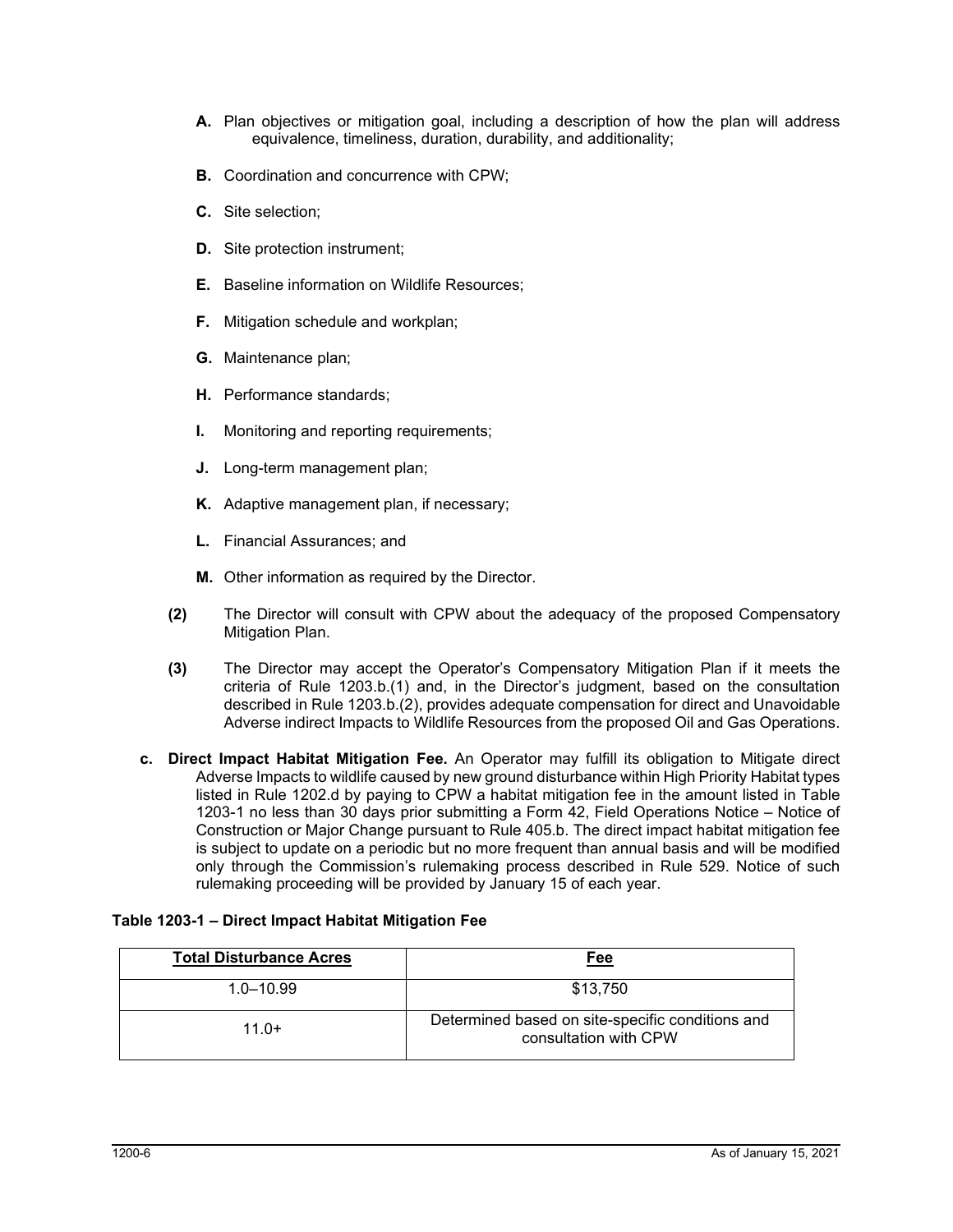**A.** Plan objectives or mitigation goal, including a description of how the plan will address equivalence, timeliness, duration, durability, and additionality;

**B.** Coordination and concurrence with CPW;

**C.** Site selection;

**D.** Site protection instrument;

**E.** Baseline information on Wildlife Resources;

**F.** Mitigation schedule and workplan;

**G.** Maintenance plan;

**H.** Performance standards;

**I.** Monitoring and reporting requirements;

**J.** Long-term management plan;

**K.** Adaptive management plan, if necessary;

**L.** Financial Assurances; and

**M.** Other information as required by the Director.

**(2)** The Director will consult with CPW about the adequacy of the proposed Compensatory Mitigation Plan.

**(3)** The Director may accept the Operator's Compensatory Mitigation Plan if it meets the criteria of Rule 1203.b.(1) and, in the Director's judgment, based on the consultation described in Rule 1203.b.(2), provides adequate compensation for direct and Unavoidable Adverse indirect Impacts to Wildlife Resources from the proposed Oil and Gas Operations.

**c. Direct Impact Habitat Mitigation Fee.** An Operator may fulfill its obligation to Mitigate direct Adverse Impacts to wildlife caused by new ground disturbance within High Priority Habitat types listed in Rule 1202.d by paying to CPW a habitat mitigation fee in the amount listed in Table 1203-1 no less than 30 days prior submitting a Form 42, Field Operations Notice – Notice of Construction or Major Change pursuant to Rule 405.b. The direct impact habitat mitigation fee is subject to update on a periodic but no more frequent than annual basis and will be modified only through the Commission's rulemaking process described in Rule 529. Notice of such rulemaking proceeding will be provided by January 15 of each year.

**Table 1203-1 – Direct Impact Habitat Mitigation Fee**

| Total Disturbance Acres | Fee |
|---|---|
| 1.0–10.99 | $13,750 |
| 11.0+ | Determined based on site-specific conditions and consultation with CPW |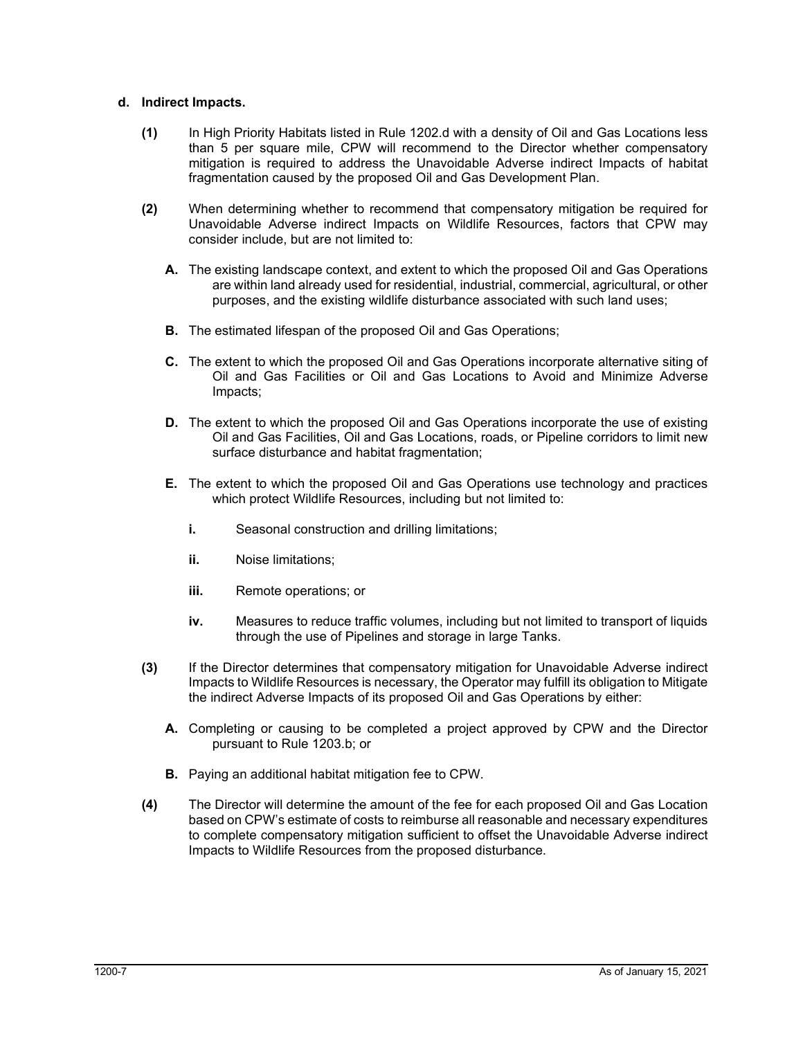**d. Indirect Impacts.**

**(1)** In High Priority Habitats listed in Rule 1202.d with a density of Oil and Gas Locations less than 5 per square mile, CPW will recommend to the Director whether compensatory mitigation is required to address the Unavoidable Adverse indirect Impacts of habitat fragmentation caused by the proposed Oil and Gas Development Plan.

**(2)** When determining whether to recommend that compensatory mitigation be required for Unavoidable Adverse indirect Impacts on Wildlife Resources, factors that CPW may consider include, but are not limited to:

- **A.** The existing landscape context, and extent to which the proposed Oil and Gas Operations are within land already used for residential, industrial, commercial, agricultural, or other purposes, and the existing wildlife disturbance associated with such land uses;
- **B.** The estimated lifespan of the proposed Oil and Gas Operations;
- **C.** The extent to which the proposed Oil and Gas Operations incorporate alternative siting of Oil and Gas Facilities or Oil and Gas Locations to Avoid and Minimize Adverse Impacts;
- **D.** The extent to which the proposed Oil and Gas Operations incorporate the use of existing Oil and Gas Facilities, Oil and Gas Locations, roads, or Pipeline corridors to limit new surface disturbance and habitat fragmentation;
- **E.** The extent to which the proposed Oil and Gas Operations use technology and practices which protect Wildlife Resources, including but not limited to:
  - **i.** Seasonal construction and drilling limitations;
  - **ii.** Noise limitations;
  - **iii.** Remote operations; or
  - **iv.** Measures to reduce traffic volumes, including but not limited to transport of liquids through the use of Pipelines and storage in large Tanks.

**(3)** If the Director determines that compensatory mitigation for Unavoidable Adverse indirect Impacts to Wildlife Resources is necessary, the Operator may fulfill its obligation to Mitigate the indirect Adverse Impacts of its proposed Oil and Gas Operations by either:

- **A.** Completing or causing to be completed a project approved by CPW and the Director pursuant to Rule 1203.b; or
- **B.** Paying an additional habitat mitigation fee to CPW.

**(4)** The Director will determine the amount of the fee for each proposed Oil and Gas Location based on CPW's estimate of costs to reimburse all reasonable and necessary expenditures to complete compensatory mitigation sufficient to offset the Unavoidable Adverse indirect Impacts to Wildlife Resources from the proposed disturbance.